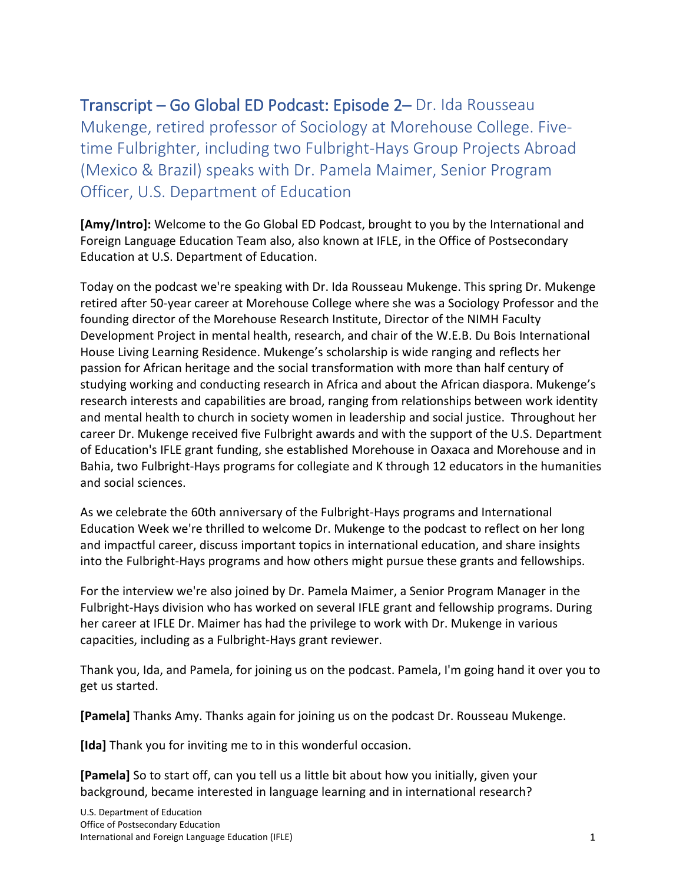# Transcript – Go Global ED Podcast: Episode 2– Dr. Ida Rousseau Mukenge, retired professor of Sociology at Morehouse College. Five-time Fulbrighter, including two Fulbright-Hays Group Projects Abroad (Mexico & Brazil) speaks with Dr. Pamela Maimer, Senior Program Officer, U.S. Department of Education

**[Amy/Intro]:** Welcome to the Go Global ED Podcast, brought to you by the International and Foreign Language Education Team also, also known at IFLE, in the Office of Postsecondary Education at U.S. Department of Education.

Today on the podcast we're speaking with Dr. Ida Rousseau Mukenge. This spring Dr. Mukenge retired after 50-year career at Morehouse College where she was a Sociology Professor and the founding director of the Morehouse Research Institute, Director of the NIMH Faculty Development Project in mental health, research, and chair of the W.E.B. Du Bois International House Living Learning Residence. Mukenge's scholarship is wide ranging and reflects her passion for African heritage and the social transformation with more than half century of studying working and conducting research in Africa and about the African diaspora. Mukenge's research interests and capabilities are broad, ranging from relationships between work identity and mental health to church in society women in leadership and social justice. Throughout her career Dr. Mukenge received five Fulbright awards and with the support of the U.S. Department of Education's IFLE grant funding, she established Morehouse in Oaxaca and Morehouse and in Bahia, two Fulbright-Hays programs for collegiate and K through 12 educators in the humanities and social sciences.

As we celebrate the 60th anniversary of the Fulbright-Hays programs and International Education Week we're thrilled to welcome Dr. Mukenge to the podcast to reflect on her long and impactful career, discuss important topics in international education, and share insights into the Fulbright-Hays programs and how others might pursue these grants and fellowships.

For the interview we're also joined by Dr. Pamela Maimer, a Senior Program Manager in the Fulbright-Hays division who has worked on several IFLE grant and fellowship programs. During her career at IFLE Dr. Maimer has had the privilege to work with Dr. Mukenge in various capacities, including as a Fulbright-Hays grant reviewer.

Thank you, Ida, and Pamela, for joining us on the podcast. Pamela, I'm going hand it over you to get us started.

**[Pamela]** Thanks Amy. Thanks again for joining us on the podcast Dr. Rousseau Mukenge.

**[Ida]** Thank you for inviting me to in this wonderful occasion.

**[Pamela]** So to start off, can you tell us a little bit about how you initially, given your background, became interested in language learning and in international research?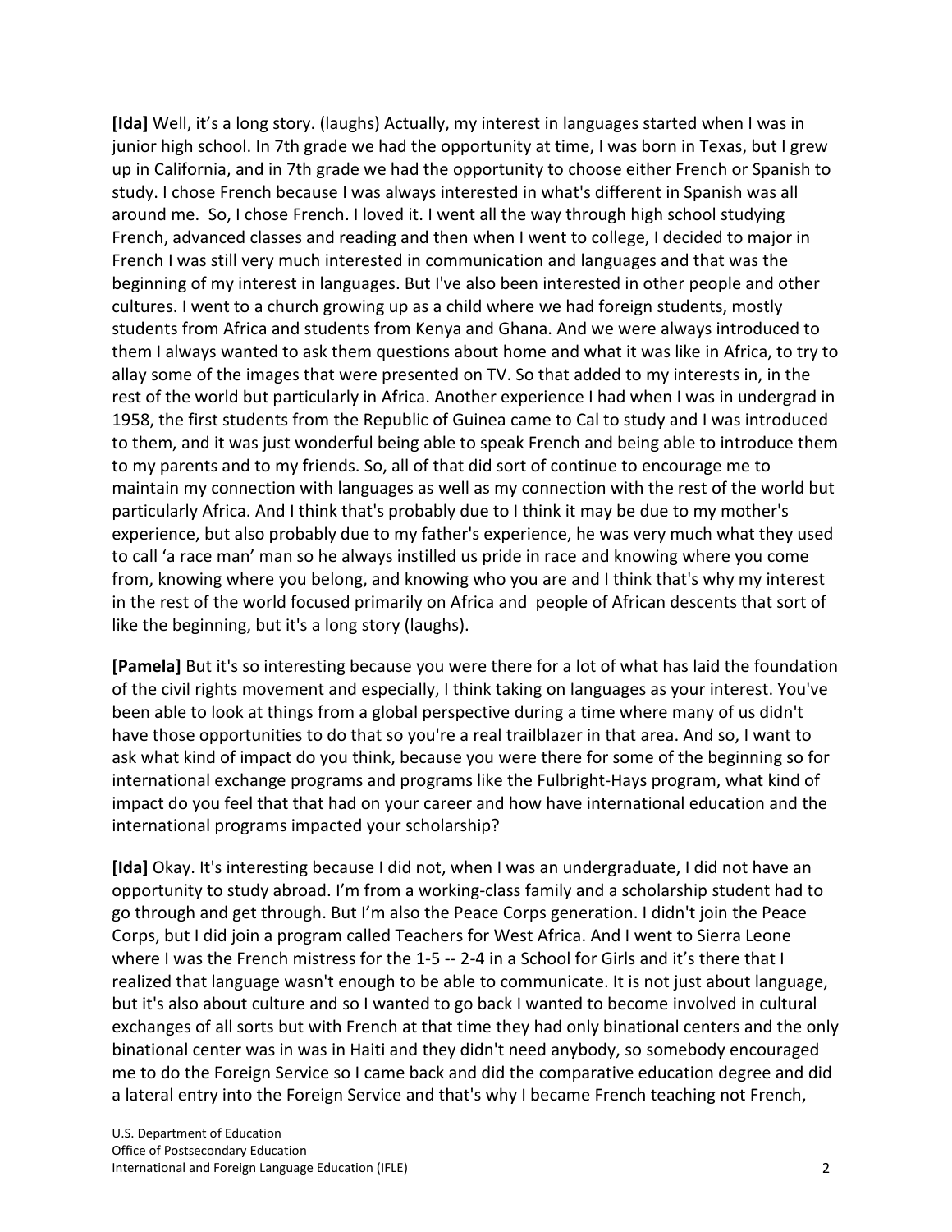**[Ida]** Well, it's a long story. (laughs) Actually, my interest in languages started when I was in junior high school. In 7th grade we had the opportunity at time, I was born in Texas, but I grew up in California, and in 7th grade we had the opportunity to choose either French or Spanish to study. I chose French because I was always interested in what's different in Spanish was all around me. So, I chose French. I loved it. I went all the way through high school studying French, advanced classes and reading and then when I went to college, I decided to major in French I was still very much interested in communication and languages and that was the beginning of my interest in languages. But I've also been interested in other people and other cultures. I went to a church growing up as a child where we had foreign students, mostly students from Africa and students from Kenya and Ghana. And we were always introduced to them I always wanted to ask them questions about home and what it was like in Africa, to try to allay some of the images that were presented on TV. So that added to my interests in, in the rest of the world but particularly in Africa. Another experience I had when I was in undergrad in 1958, the first students from the Republic of Guinea came to Cal to study and I was introduced to them, and it was just wonderful being able to speak French and being able to introduce them to my parents and to my friends. So, all of that did sort of continue to encourage me to maintain my connection with languages as well as my connection with the rest of the world but particularly Africa. And I think that's probably due to I think it may be due to my mother's experience, but also probably due to my father's experience, he was very much what they used to call 'a race man' man so he always instilled us pride in race and knowing where you come from, knowing where you belong, and knowing who you are and I think that's why my interest in the rest of the world focused primarily on Africa and people of African descents that sort of like the beginning, but it's a long story (laughs).

**[Pamela]** But it's so interesting because you were there for a lot of what has laid the foundation of the civil rights movement and especially, I think taking on languages as your interest. You've been able to look at things from a global perspective during a time where many of us didn't have those opportunities to do that so you're a real trailblazer in that area. And so, I want to ask what kind of impact do you think, because you were there for some of the beginning so for international exchange programs and programs like the Fulbright-Hays program, what kind of impact do you feel that that had on your career and how have international education and the international programs impacted your scholarship?

**[Ida]** Okay. It's interesting because I did not, when I was an undergraduate, I did not have an opportunity to study abroad. I'm from a working-class family and a scholarship student had to go through and get through. But I'm also the Peace Corps generation. I didn't join the Peace Corps, but I did join a program called Teachers for West Africa. And I went to Sierra Leone where I was the French mistress for the 1-5 -- 2-4 in a School for Girls and it's there that I realized that language wasn't enough to be able to communicate. It is not just about language, but it's also about culture and so I wanted to go back I wanted to become involved in cultural exchanges of all sorts but with French at that time they had only binational centers and the only binational center was in was in Haiti and they didn't need anybody, so somebody encouraged me to do the Foreign Service so I came back and did the comparative education degree and did a lateral entry into the Foreign Service and that's why I became French teaching not French,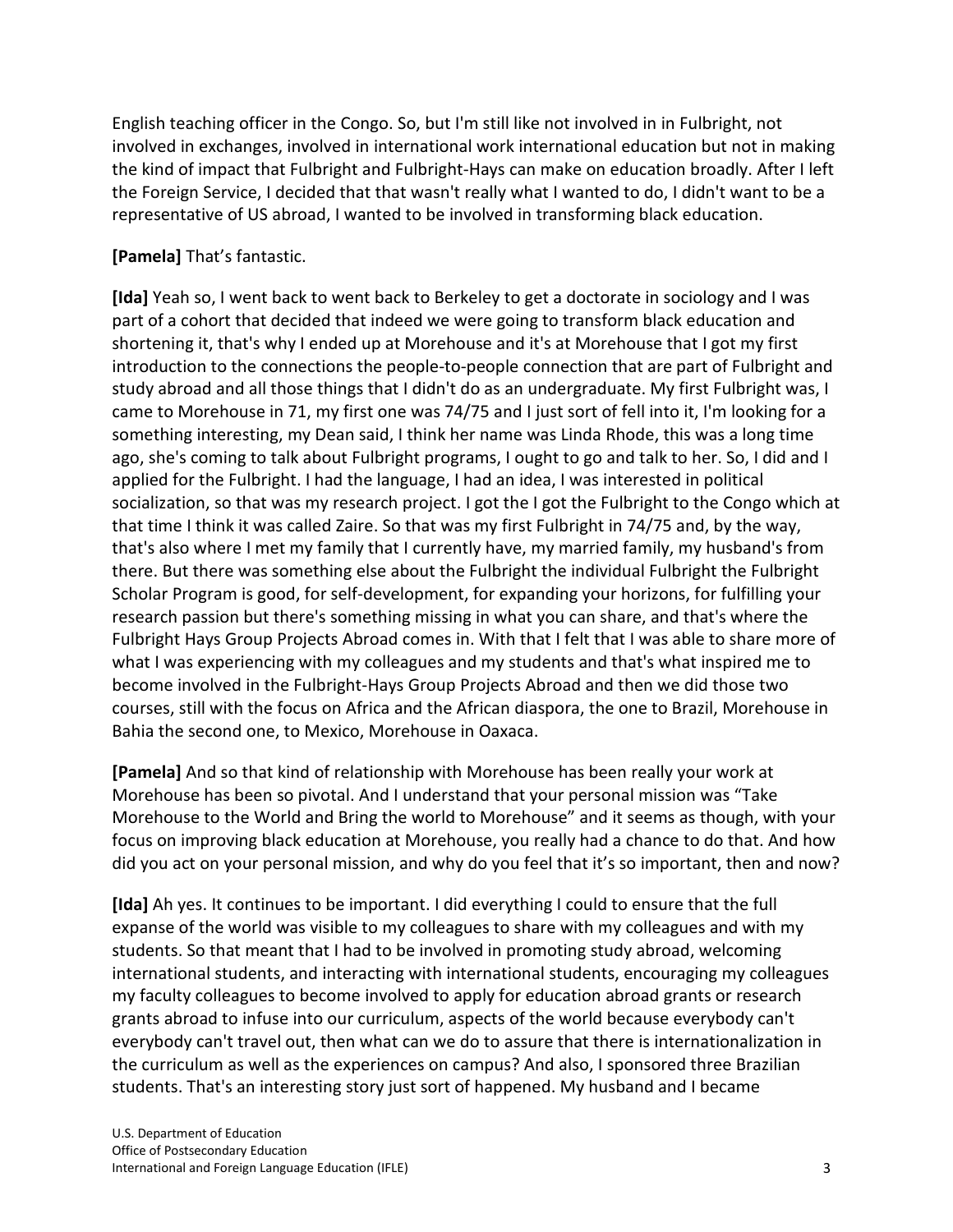English teaching officer in the Congo. So, but I'm still like not involved in in Fulbright, not involved in exchanges, involved in international work international education but not in making the kind of impact that Fulbright and Fulbright-Hays can make on education broadly. After I left the Foreign Service, I decided that that wasn't really what I wanted to do, I didn't want to be a representative of US abroad, I wanted to be involved in transforming black education.

**[Pamela]** That's fantastic.

**[Ida]** Yeah so, I went back to went back to Berkeley to get a doctorate in sociology and I was part of a cohort that decided that indeed we were going to transform black education and shortening it, that's why I ended up at Morehouse and it's at Morehouse that I got my first introduction to the connections the people-to-people connection that are part of Fulbright and study abroad and all those things that I didn't do as an undergraduate. My first Fulbright was, I came to Morehouse in 71, my first one was 74/75 and I just sort of fell into it, I'm looking for a something interesting, my Dean said, I think her name was Linda Rhode, this was a long time ago, she's coming to talk about Fulbright programs, I ought to go and talk to her. So, I did and I applied for the Fulbright. I had the language, I had an idea, I was interested in political socialization, so that was my research project. I got the I got the Fulbright to the Congo which at that time I think it was called Zaire. So that was my first Fulbright in 74/75 and, by the way, that's also where I met my family that I currently have, my married family, my husband's from there. But there was something else about the Fulbright the individual Fulbright the Fulbright Scholar Program is good, for self-development, for expanding your horizons, for fulfilling your research passion but there's something missing in what you can share, and that's where the Fulbright Hays Group Projects Abroad comes in. With that I felt that I was able to share more of what I was experiencing with my colleagues and my students and that's what inspired me to become involved in the Fulbright-Hays Group Projects Abroad and then we did those two courses, still with the focus on Africa and the African diaspora, the one to Brazil, Morehouse in Bahia the second one, to Mexico, Morehouse in Oaxaca.

**[Pamela]** And so that kind of relationship with Morehouse has been really your work at Morehouse has been so pivotal. And I understand that your personal mission was "Take Morehouse to the World and Bring the world to Morehouse" and it seems as though, with your focus on improving black education at Morehouse, you really had a chance to do that. And how did you act on your personal mission, and why do you feel that it's so important, then and now?

**[Ida]** Ah yes. It continues to be important. I did everything I could to ensure that the full expanse of the world was visible to my colleagues to share with my colleagues and with my students. So that meant that I had to be involved in promoting study abroad, welcoming international students, and interacting with international students, encouraging my colleagues my faculty colleagues to become involved to apply for education abroad grants or research grants abroad to infuse into our curriculum, aspects of the world because everybody can't everybody can't travel out, then what can we do to assure that there is internationalization in the curriculum as well as the experiences on campus? And also, I sponsored three Brazilian students. That's an interesting story just sort of happened. My husband and I became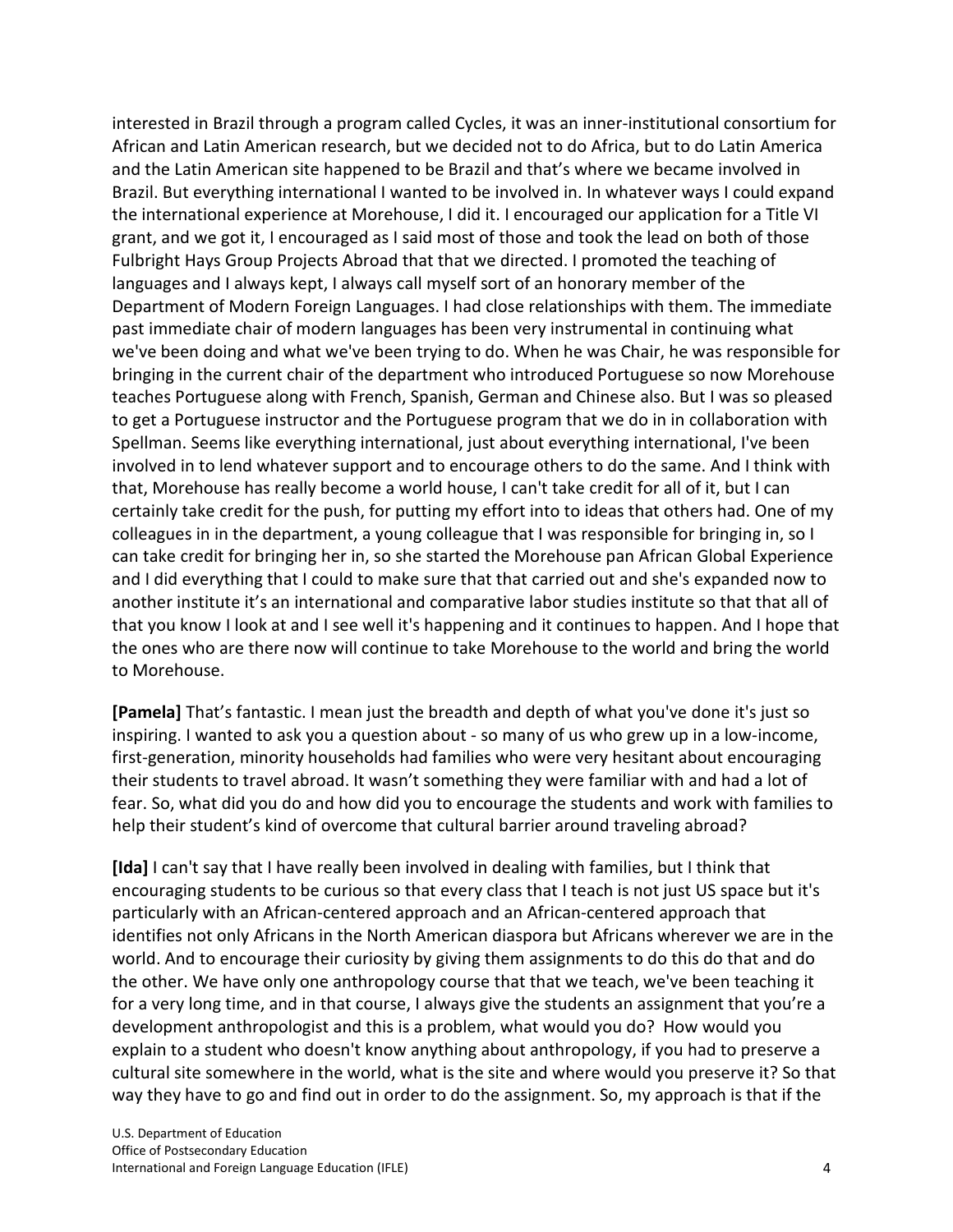interested in Brazil through a program called Cycles, it was an inner-institutional consortium for African and Latin American research, but we decided not to do Africa, but to do Latin America and the Latin American site happened to be Brazil and that's where we became involved in Brazil. But everything international I wanted to be involved in. In whatever ways I could expand the international experience at Morehouse, I did it. I encouraged our application for a Title VI grant, and we got it, I encouraged as I said most of those and took the lead on both of those Fulbright Hays Group Projects Abroad that that we directed. I promoted the teaching of languages and I always kept, I always call myself sort of an honorary member of the Department of Modern Foreign Languages. I had close relationships with them. The immediate past immediate chair of modern languages has been very instrumental in continuing what we've been doing and what we've been trying to do. When he was Chair, he was responsible for bringing in the current chair of the department who introduced Portuguese so now Morehouse teaches Portuguese along with French, Spanish, German and Chinese also. But I was so pleased to get a Portuguese instructor and the Portuguese program that we do in in collaboration with Spellman. Seems like everything international, just about everything international, I've been involved in to lend whatever support and to encourage others to do the same. And I think with that, Morehouse has really become a world house, I can't take credit for all of it, but I can certainly take credit for the push, for putting my effort into to ideas that others had. One of my colleagues in in the department, a young colleague that I was responsible for bringing in, so I can take credit for bringing her in, so she started the Morehouse pan African Global Experience and I did everything that I could to make sure that that carried out and she's expanded now to another institute it's an international and comparative labor studies institute so that that all of that you know I look at and I see well it's happening and it continues to happen. And I hope that the ones who are there now will continue to take Morehouse to the world and bring the world to Morehouse.

**[Pamela]** That's fantastic. I mean just the breadth and depth of what you've done it's just so inspiring. I wanted to ask you a question about - so many of us who grew up in a low-income, first-generation, minority households had families who were very hesitant about encouraging their students to travel abroad. It wasn't something they were familiar with and had a lot of fear. So, what did you do and how did you to encourage the students and work with families to help their student's kind of overcome that cultural barrier around traveling abroad?

**[Ida]** I can't say that I have really been involved in dealing with families, but I think that encouraging students to be curious so that every class that I teach is not just US space but it's particularly with an African-centered approach and an African-centered approach that identifies not only Africans in the North American diaspora but Africans wherever we are in the world. And to encourage their curiosity by giving them assignments to do this do that and do the other. We have only one anthropology course that that we teach, we've been teaching it for a very long time, and in that course, I always give the students an assignment that you're a development anthropologist and this is a problem, what would you do? How would you explain to a student who doesn't know anything about anthropology, if you had to preserve a cultural site somewhere in the world, what is the site and where would you preserve it? So that way they have to go and find out in order to do the assignment. So, my approach is that if the

U.S. Department of Education
Office of Postsecondary Education
International and Foreign Language Education (IFLE)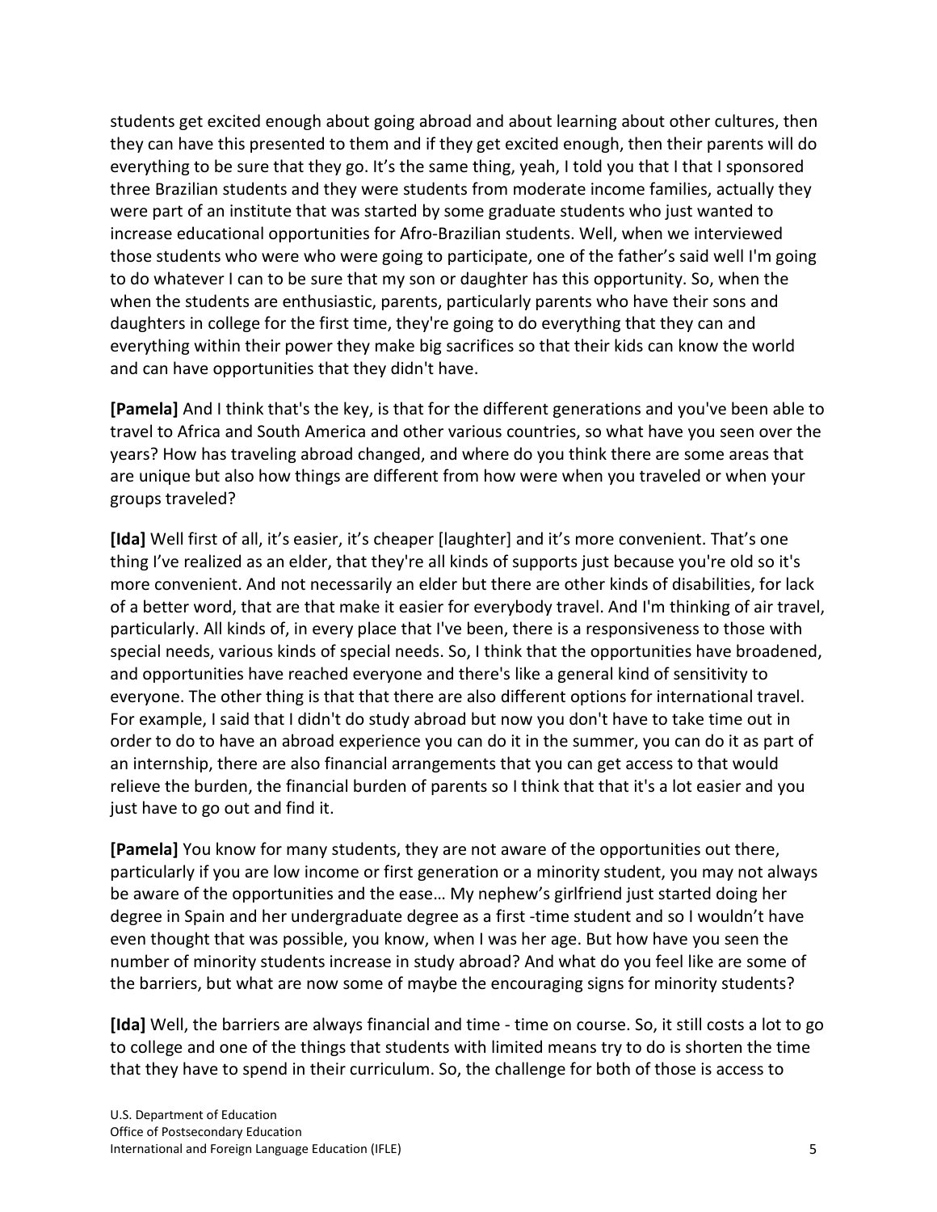students get excited enough about going abroad and about learning about other cultures, then they can have this presented to them and if they get excited enough, then their parents will do everything to be sure that they go. It's the same thing, yeah, I told you that I that I sponsored three Brazilian students and they were students from moderate income families, actually they were part of an institute that was started by some graduate students who just wanted to increase educational opportunities for Afro-Brazilian students. Well, when we interviewed those students who were who were going to participate, one of the father's said well I'm going to do whatever I can to be sure that my son or daughter has this opportunity. So, when the when the students are enthusiastic, parents, particularly parents who have their sons and daughters in college for the first time, they're going to do everything that they can and everything within their power they make big sacrifices so that their kids can know the world and can have opportunities that they didn't have.

**[Pamela]** And I think that's the key, is that for the different generations and you've been able to travel to Africa and South America and other various countries, so what have you seen over the years? How has traveling abroad changed, and where do you think there are some areas that are unique but also how things are different from how were when you traveled or when your groups traveled?

**[Ida]** Well first of all, it's easier, it's cheaper [laughter] and it's more convenient. That's one thing I've realized as an elder, that they're all kinds of supports just because you're old so it's more convenient. And not necessarily an elder but there are other kinds of disabilities, for lack of a better word, that are that make it easier for everybody travel. And I'm thinking of air travel, particularly. All kinds of, in every place that I've been, there is a responsiveness to those with special needs, various kinds of special needs. So, I think that the opportunities have broadened, and opportunities have reached everyone and there's like a general kind of sensitivity to everyone. The other thing is that that there are also different options for international travel. For example, I said that I didn't do study abroad but now you don't have to take time out in order to do to have an abroad experience you can do it in the summer, you can do it as part of an internship, there are also financial arrangements that you can get access to that would relieve the burden, the financial burden of parents so I think that that it's a lot easier and you just have to go out and find it.

**[Pamela]** You know for many students, they are not aware of the opportunities out there, particularly if you are low income or first generation or a minority student, you may not always be aware of the opportunities and the ease… My nephew's girlfriend just started doing her degree in Spain and her undergraduate degree as a first -time student and so I wouldn't have even thought that was possible, you know, when I was her age. But how have you seen the number of minority students increase in study abroad? And what do you feel like are some of the barriers, but what are now some of maybe the encouraging signs for minority students?

**[Ida]** Well, the barriers are always financial and time - time on course. So, it still costs a lot to go to college and one of the things that students with limited means try to do is shorten the time that they have to spend in their curriculum. So, the challenge for both of those is access to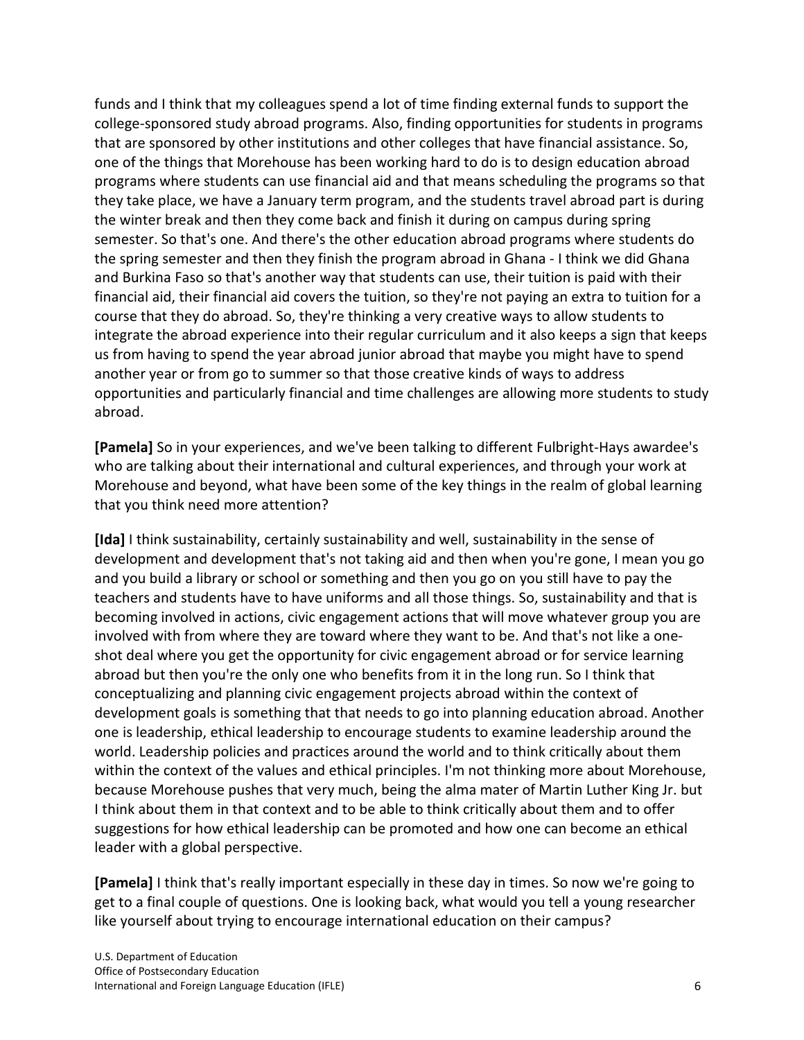funds and I think that my colleagues spend a lot of time finding external funds to support the college-sponsored study abroad programs. Also, finding opportunities for students in programs that are sponsored by other institutions and other colleges that have financial assistance. So, one of the things that Morehouse has been working hard to do is to design education abroad programs where students can use financial aid and that means scheduling the programs so that they take place, we have a January term program, and the students travel abroad part is during the winter break and then they come back and finish it during on campus during spring semester. So that's one. And there's the other education abroad programs where students do the spring semester and then they finish the program abroad in Ghana - I think we did Ghana and Burkina Faso so that's another way that students can use, their tuition is paid with their financial aid, their financial aid covers the tuition, so they're not paying an extra to tuition for a course that they do abroad. So, they're thinking a very creative ways to allow students to integrate the abroad experience into their regular curriculum and it also keeps a sign that keeps us from having to spend the year abroad junior abroad that maybe you might have to spend another year or from go to summer so that those creative kinds of ways to address opportunities and particularly financial and time challenges are allowing more students to study abroad.

**[Pamela]** So in your experiences, and we've been talking to different Fulbright-Hays awardee's who are talking about their international and cultural experiences, and through your work at Morehouse and beyond, what have been some of the key things in the realm of global learning that you think need more attention?

**[Ida]** I think sustainability, certainly sustainability and well, sustainability in the sense of development and development that's not taking aid and then when you're gone, I mean you go and you build a library or school or something and then you go on you still have to pay the teachers and students have to have uniforms and all those things. So, sustainability and that is becoming involved in actions, civic engagement actions that will move whatever group you are involved with from where they are toward where they want to be. And that's not like a one-shot deal where you get the opportunity for civic engagement abroad or for service learning abroad but then you're the only one who benefits from it in the long run. So I think that conceptualizing and planning civic engagement projects abroad within the context of development goals is something that that needs to go into planning education abroad. Another one is leadership, ethical leadership to encourage students to examine leadership around the world. Leadership policies and practices around the world and to think critically about them within the context of the values and ethical principles. I'm not thinking more about Morehouse, because Morehouse pushes that very much, being the alma mater of Martin Luther King Jr. but I think about them in that context and to be able to think critically about them and to offer suggestions for how ethical leadership can be promoted and how one can become an ethical leader with a global perspective.

**[Pamela]** I think that's really important especially in these day in times. So now we're going to get to a final couple of questions. One is looking back, what would you tell a young researcher like yourself about trying to encourage international education on their campus?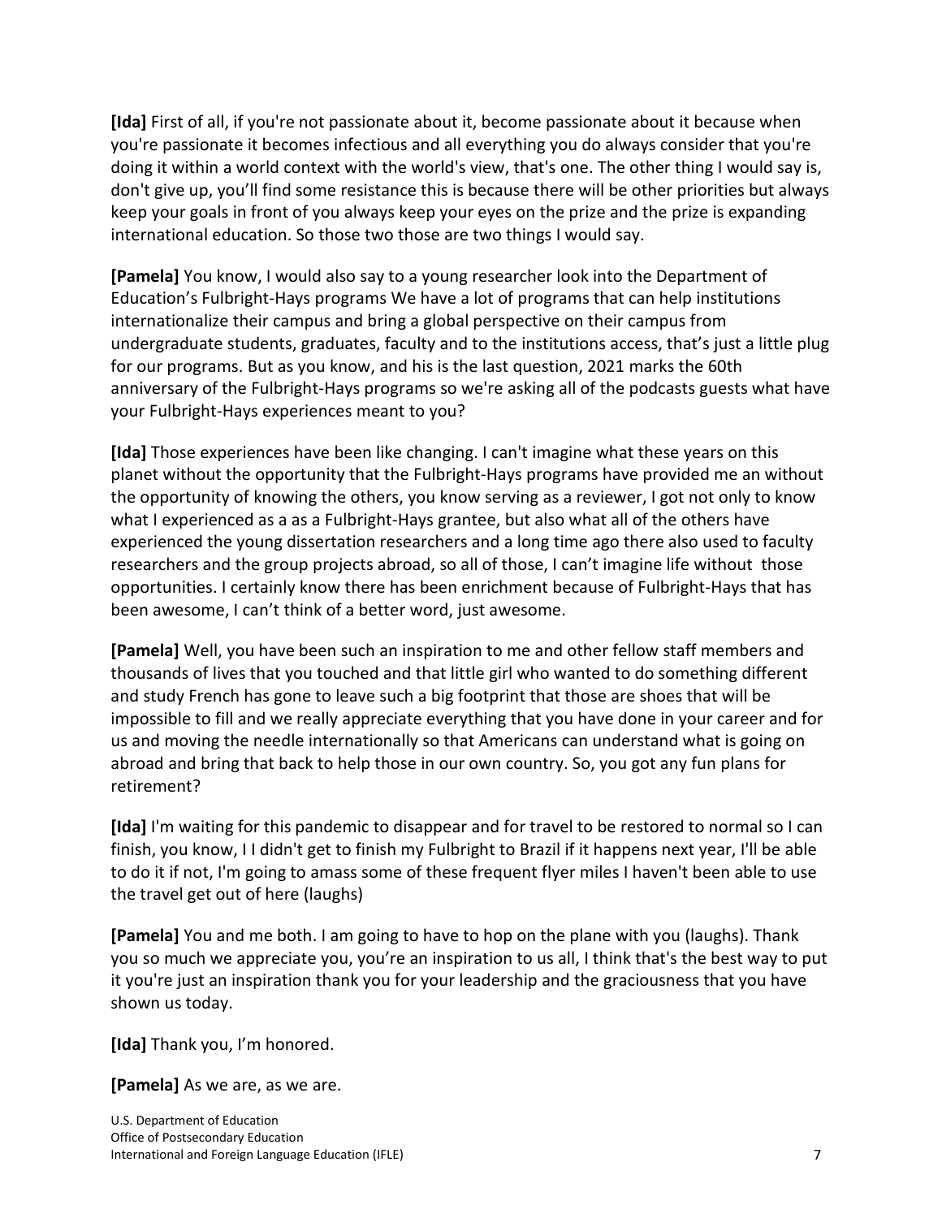**[Ida]** First of all, if you're not passionate about it, become passionate about it because when you're passionate it becomes infectious and all everything you do always consider that you're doing it within a world context with the world's view, that's one. The other thing I would say is, don't give up, you'll find some resistance this is because there will be other priorities but always keep your goals in front of you always keep your eyes on the prize and the prize is expanding international education. So those two those are two things I would say.

**[Pamela]** You know, I would also say to a young researcher look into the Department of Education's Fulbright-Hays programs We have a lot of programs that can help institutions internationalize their campus and bring a global perspective on their campus from undergraduate students, graduates, faculty and to the institutions access, that's just a little plug for our programs. But as you know, and his is the last question, 2021 marks the 60th anniversary of the Fulbright-Hays programs so we're asking all of the podcasts guests what have your Fulbright-Hays experiences meant to you?

**[Ida]** Those experiences have been like changing. I can't imagine what these years on this planet without the opportunity that the Fulbright-Hays programs have provided me an without the opportunity of knowing the others, you know serving as a reviewer, I got not only to know what I experienced as a as a Fulbright-Hays grantee, but also what all of the others have experienced the young dissertation researchers and a long time ago there also used to faculty researchers and the group projects abroad, so all of those, I can't imagine life without those opportunities. I certainly know there has been enrichment because of Fulbright-Hays that has been awesome, I can't think of a better word, just awesome.

**[Pamela]** Well, you have been such an inspiration to me and other fellow staff members and thousands of lives that you touched and that little girl who wanted to do something different and study French has gone to leave such a big footprint that those are shoes that will be impossible to fill and we really appreciate everything that you have done in your career and for us and moving the needle internationally so that Americans can understand what is going on abroad and bring that back to help those in our own country. So, you got any fun plans for retirement?

**[Ida]** I'm waiting for this pandemic to disappear and for travel to be restored to normal so I can finish, you know, I I didn't get to finish my Fulbright to Brazil if it happens next year, I'll be able to do it if not, I'm going to amass some of these frequent flyer miles I haven't been able to use the travel get out of here (laughs)

**[Pamela]** You and me both. I am going to have to hop on the plane with you (laughs). Thank you so much we appreciate you, you're an inspiration to us all, I think that's the best way to put it you're just an inspiration thank you for your leadership and the graciousness that you have shown us today.

**[Ida]** Thank you, I'm honored.

**[Pamela]** As we are, as we are.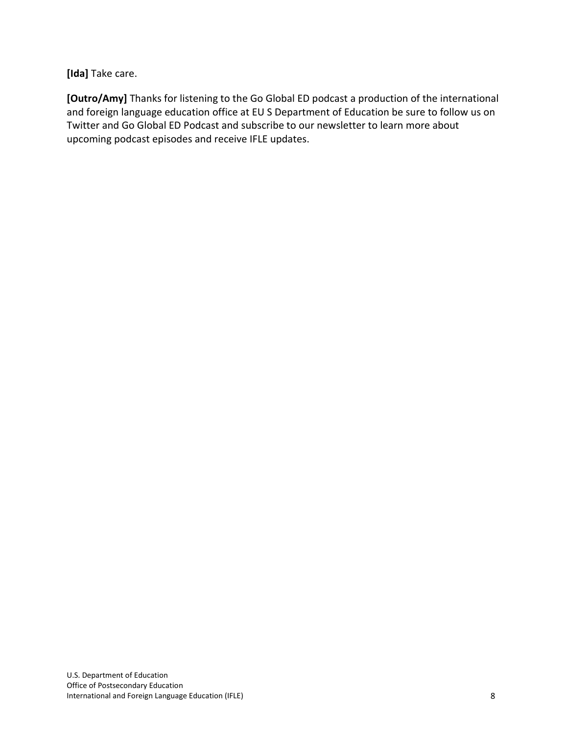**[Ida]** Take care.

**[Outro/Amy]** Thanks for listening to the Go Global ED podcast a production of the international and foreign language education office at EU S Department of Education be sure to follow us on Twitter and Go Global ED Podcast and subscribe to our newsletter to learn more about upcoming podcast episodes and receive IFLE updates.